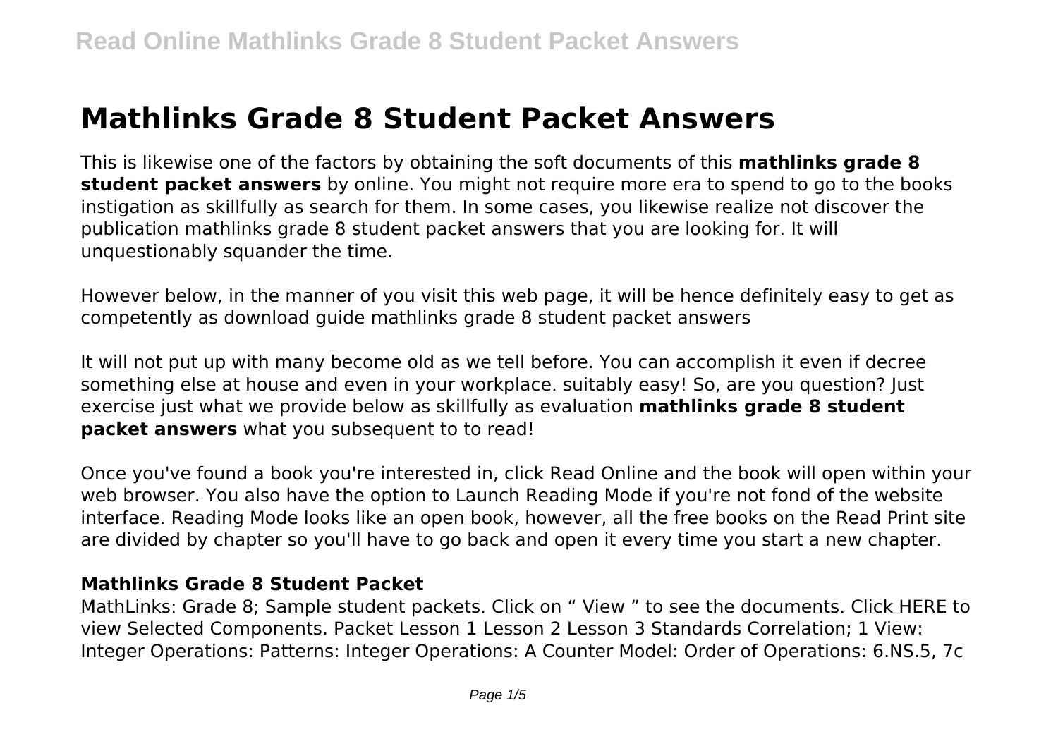# Mathlinks Grade 8 Student Packet Answers

This is likewise one of the factors by obtaining the soft documents of this **mathlinks grade 8 student packet answers** by online. You might not require more era to spend to go to the books instigation as skillfully as search for them. In some cases, you likewise realize not discover the publication mathlinks grade 8 student packet answers that you are looking for. It will unquestionably squander the time.

However below, in the manner of you visit this web page, it will be hence definitely easy to get as competently as download guide mathlinks grade 8 student packet answers

It will not put up with many become old as we tell before. You can accomplish it even if decree something else at house and even in your workplace. suitably easy! So, are you question? Just exercise just what we provide below as skillfully as evaluation **mathlinks grade 8 student packet answers** what you subsequent to to read!

Once you've found a book you're interested in, click Read Online and the book will open within your web browser. You also have the option to Launch Reading Mode if you're not fond of the website interface. Reading Mode looks like an open book, however, all the free books on the Read Print site are divided by chapter so you'll have to go back and open it every time you start a new chapter.

## Mathlinks Grade 8 Student Packet

MathLinks: Grade 8; Sample student packets. Click on " View " to see the documents. Click HERE to view Selected Components. Packet Lesson 1 Lesson 2 Lesson 3 Standards Correlation; 1 View: Integer Operations: Patterns: Integer Operations: A Counter Model: Order of Operations: 6.NS.5, 7c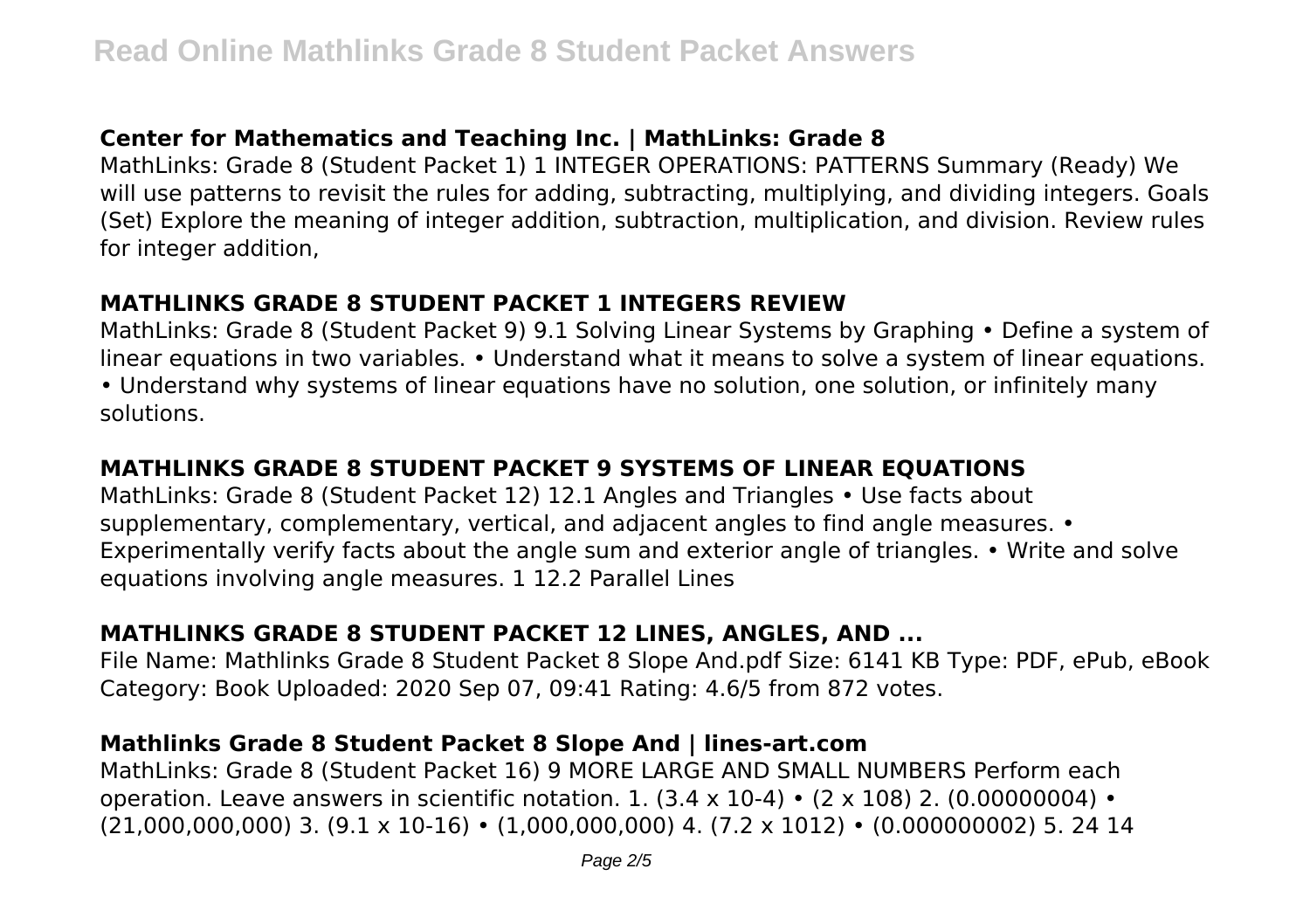## Center for Mathematics and Teaching Inc. | MathLinks: Grade 8

MathLinks: Grade 8 (Student Packet 1) 1 INTEGER OPERATIONS: PATTERNS Summary (Ready) We will use patterns to revisit the rules for adding, subtracting, multiplying, and dividing integers. Goals (Set) Explore the meaning of integer addition, subtraction, multiplication, and division. Review rules for integer addition,

## MATHLINKS GRADE 8 STUDENT PACKET 1 INTEGERS REVIEW

MathLinks: Grade 8 (Student Packet 9) 9.1 Solving Linear Systems by Graphing • Define a system of linear equations in two variables. • Understand what it means to solve a system of linear equations. • Understand why systems of linear equations have no solution, one solution, or infinitely many solutions.

## MATHLINKS GRADE 8 STUDENT PACKET 9 SYSTEMS OF LINEAR EQUATIONS

MathLinks: Grade 8 (Student Packet 12) 12.1 Angles and Triangles • Use facts about supplementary, complementary, vertical, and adjacent angles to find angle measures. • Experimentally verify facts about the angle sum and exterior angle of triangles. • Write and solve equations involving angle measures. 1 12.2 Parallel Lines

## MATHLINKS GRADE 8 STUDENT PACKET 12 LINES, ANGLES, AND ...

File Name: Mathlinks Grade 8 Student Packet 8 Slope And.pdf Size: 6141 KB Type: PDF, ePub, eBook Category: Book Uploaded: 2020 Sep 07, 09:41 Rating: 4.6/5 from 872 votes.

## Mathlinks Grade 8 Student Packet 8 Slope And | lines-art.com

MathLinks: Grade 8 (Student Packet 16) 9 MORE LARGE AND SMALL NUMBERS Perform each operation. Leave answers in scientific notation. 1. (3.4 x 10-4) • (2 x 108) 2. (0.00000004) • (21,000,000,000) 3. (9.1 x 10-16) • (1,000,000,000) 4. (7.2 x 1012) • (0.000000002) 5. 24 14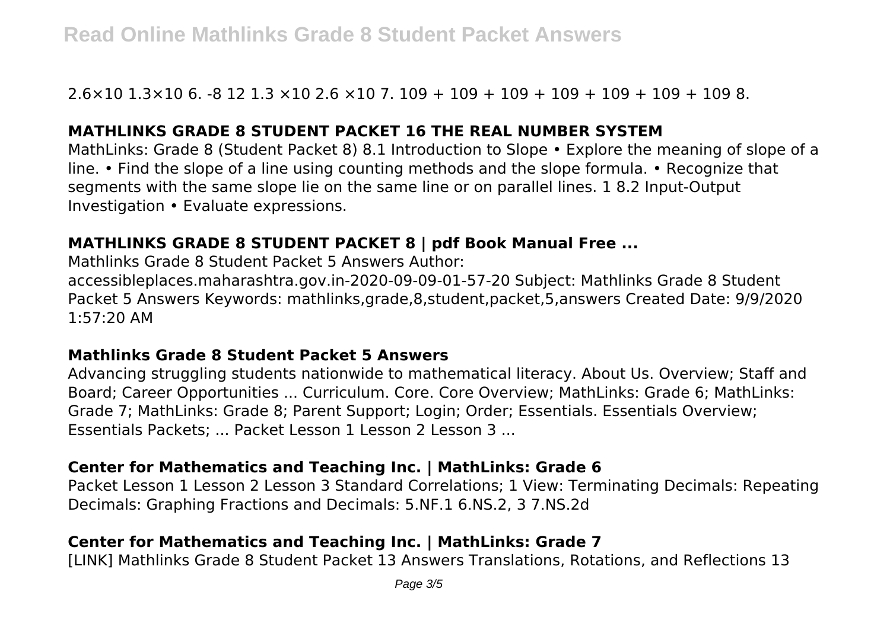2.6×10 1.3×10 6. -8 12 1.3 ×10 2.6 ×10 7. 109 + 109 + 109 + 109 + 109 + 109 + 109 8.

### MATHLINKS GRADE 8 STUDENT PACKET 16 THE REAL NUMBER SYSTEM

MathLinks: Grade 8 (Student Packet 8) 8.1 Introduction to Slope • Explore the meaning of slope of a line. • Find the slope of a line using counting methods and the slope formula. • Recognize that segments with the same slope lie on the same line or on parallel lines. 1 8.2 Input-Output Investigation • Evaluate expressions.

### MATHLINKS GRADE 8 STUDENT PACKET 8 | pdf Book Manual Free ...

Mathlinks Grade 8 Student Packet 5 Answers Author: accessibleplaces.maharashtra.gov.in-2020-09-09-01-57-20 Subject: Mathlinks Grade 8 Student Packet 5 Answers Keywords: mathlinks,grade,8,student,packet,5,answers Created Date: 9/9/2020 1:57:20 AM

### Mathlinks Grade 8 Student Packet 5 Answers

Advancing struggling students nationwide to mathematical literacy. About Us. Overview; Staff and Board; Career Opportunities ... Curriculum. Core. Core Overview; MathLinks: Grade 6; MathLinks: Grade 7; MathLinks: Grade 8; Parent Support; Login; Order; Essentials. Essentials Overview; Essentials Packets; ... Packet Lesson 1 Lesson 2 Lesson 3 ...

### Center for Mathematics and Teaching Inc. | MathLinks: Grade 6

Packet Lesson 1 Lesson 2 Lesson 3 Standard Correlations; 1 View: Terminating Decimals: Repeating Decimals: Graphing Fractions and Decimals: 5.NF.1 6.NS.2, 3 7.NS.2d

### Center for Mathematics and Teaching Inc. | MathLinks: Grade 7

[LINK] Mathlinks Grade 8 Student Packet 13 Answers Translations, Rotations, and Reflections 13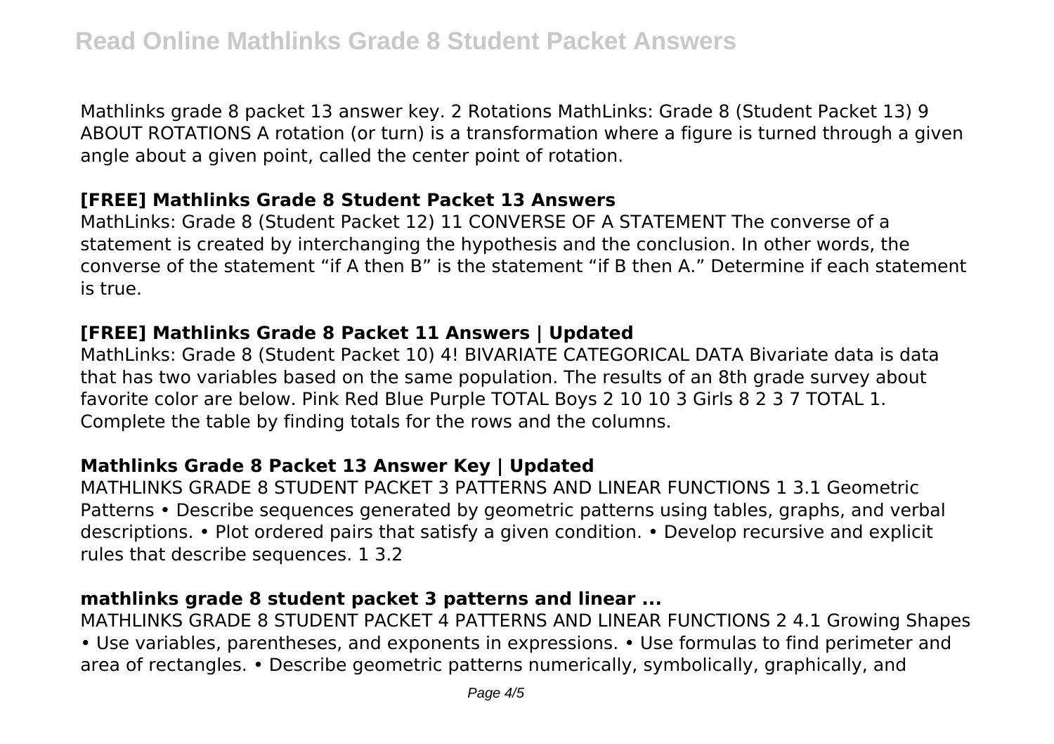Mathlinks grade 8 packet 13 answer key. 2 Rotations MathLinks: Grade 8 (Student Packet 13) 9 ABOUT ROTATIONS A rotation (or turn) is a transformation where a figure is turned through a given angle about a given point, called the center point of rotation.

## [FREE] Mathlinks Grade 8 Student Packet 13 Answers

MathLinks: Grade 8 (Student Packet 12) 11 CONVERSE OF A STATEMENT The converse of a statement is created by interchanging the hypothesis and the conclusion. In other words, the converse of the statement "if A then B" is the statement "if B then A." Determine if each statement is true.

## [FREE] Mathlinks Grade 8 Packet 11 Answers | Updated

MathLinks: Grade 8 (Student Packet 10) 4! BIVARIATE CATEGORICAL DATA Bivariate data is data that has two variables based on the same population. The results of an 8th grade survey about favorite color are below. Pink Red Blue Purple TOTAL Boys 2 10 10 3 Girls 8 2 3 7 TOTAL 1. Complete the table by finding totals for the rows and the columns.

## Mathlinks Grade 8 Packet 13 Answer Key | Updated

MATHLINKS GRADE 8 STUDENT PACKET 3 PATTERNS AND LINEAR FUNCTIONS 1 3.1 Geometric Patterns • Describe sequences generated by geometric patterns using tables, graphs, and verbal descriptions. • Plot ordered pairs that satisfy a given condition. • Develop recursive and explicit rules that describe sequences. 1 3.2

## mathlinks grade 8 student packet 3 patterns and linear ...

MATHLINKS GRADE 8 STUDENT PACKET 4 PATTERNS AND LINEAR FUNCTIONS 2 4.1 Growing Shapes • Use variables, parentheses, and exponents in expressions. • Use formulas to find perimeter and area of rectangles. • Describe geometric patterns numerically, symbolically, graphically, and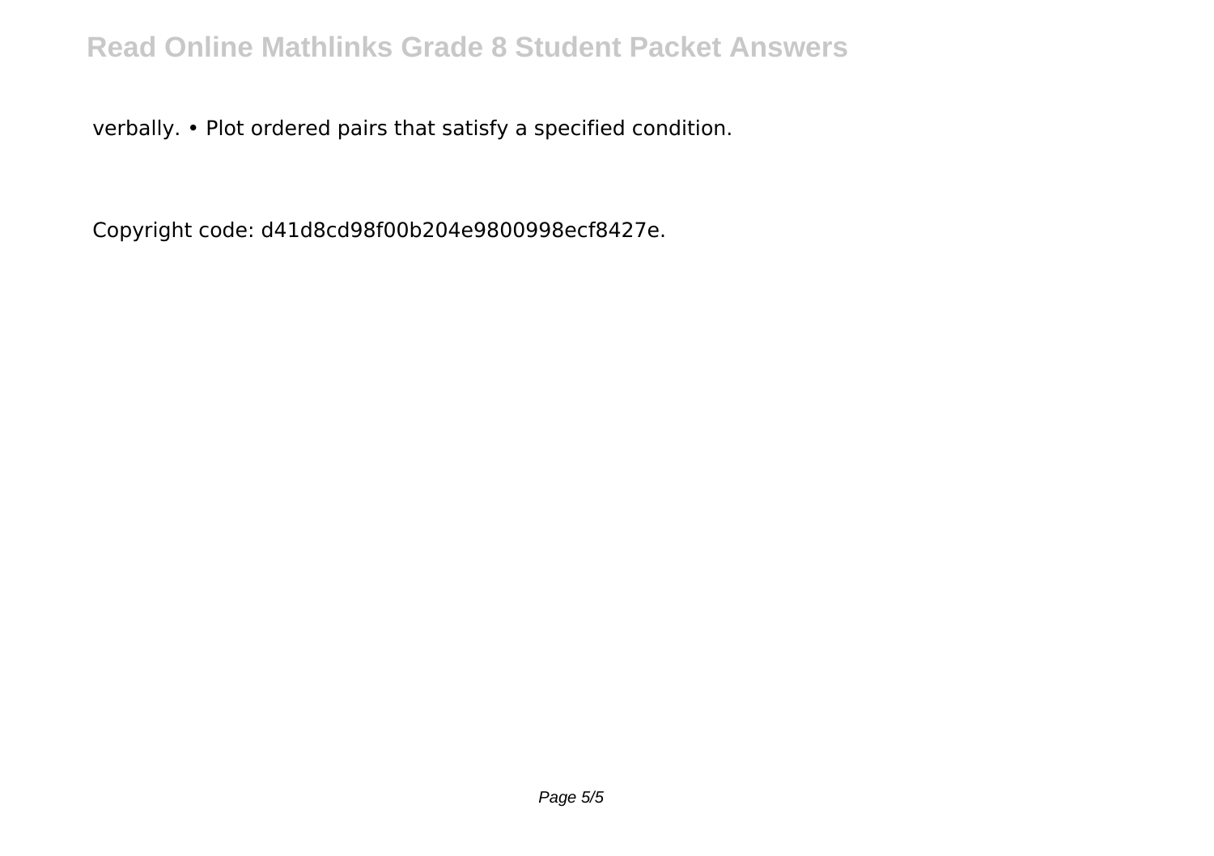verbally. • Plot ordered pairs that satisfy a specified condition.

Copyright code: d41d8cd98f00b204e9800998ecf8427e.